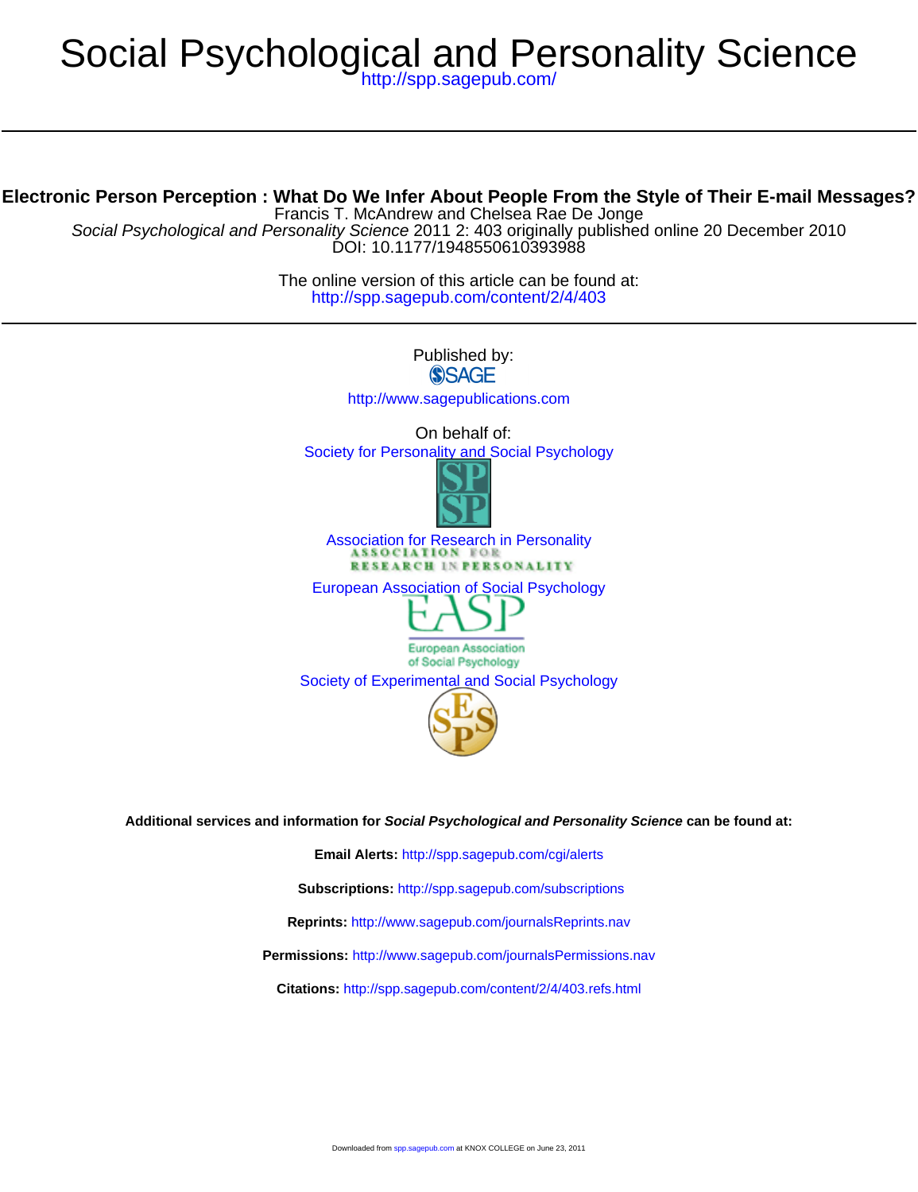# Social Psychological and Personality Science

http://spp.sagepub.com/

## Electronic Person Perception : What Do We Infer About People From the Style of Their E-mail Messages?

Francis T. McAndrew and Chelsea Rae De Jonge

*Social Psychological and Personality Science* 2011 2: 403 originally published online 20 December 2010

DOI: 10.1177/1948550610393988

The online version of this article can be found at:

http://spp.sagepub.com/content/2/4/403

Published by:

SAGE

http://www.sagepublications.com

On behalf of:

Society for Personality and Social Psychology

Association for Research in Personality

European Association of Social Psychology

Society of Experimental and Social Psychology

**Additional services and information for *Social Psychological and Personality Science* can be found at:**

**Email Alerts:** http://spp.sagepub.com/cgi/alerts

**Subscriptions:** http://spp.sagepub.com/subscriptions

**Reprints:** http://www.sagepub.com/journalsReprints.nav

**Permissions:** http://www.sagepub.com/journalsPermissions.nav

**Citations:** http://spp.sagepub.com/content/2/4/403.refs.html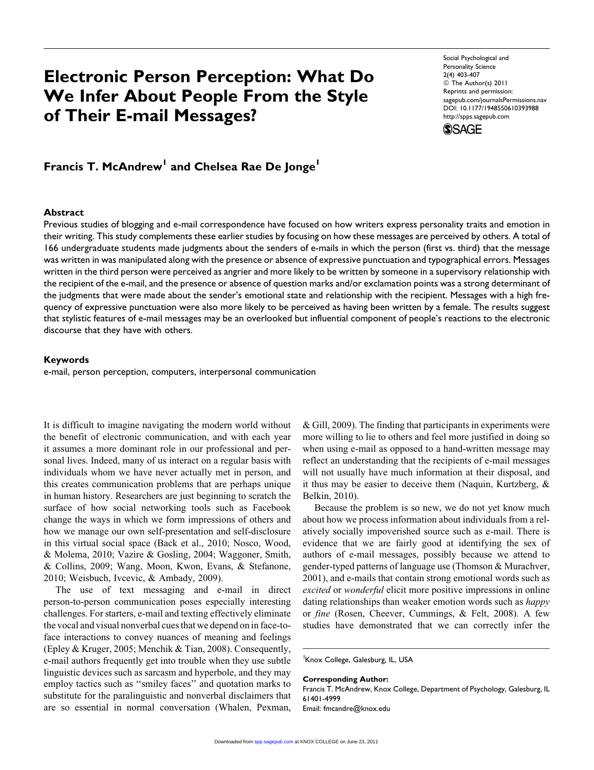# Electronic Person Perception: What Do We Infer About People From the Style of Their E-mail Messages?

Social Psychological and Personality Science
2(4) 403-407
© The Author(s) 2011
Reprints and permission: sagepub.com/journalsPermissions.nav
DOI: 10.1177/1948550610393988
http://spps.sagepub.com

**Francis T. McAndrew[1] and Chelsea Rae De Jonge[1]**

## Abstract

Previous studies of blogging and e-mail correspondence have focused on how writers express personality traits and emotion in their writing. This study complements these earlier studies by focusing on how these messages are perceived by others. A total of 166 undergraduate students made judgments about the senders of e-mails in which the person (first vs. third) that the message was written in was manipulated along with the presence or absence of expressive punctuation and typographical errors. Messages written in the third person were perceived as angrier and more likely to be written by someone in a supervisory relationship with the recipient of the e-mail, and the presence or absence of question marks and/or exclamation points was a strong determinant of the judgments that were made about the sender's emotional state and relationship with the recipient. Messages with a high frequency of expressive punctuation were also more likely to be perceived as having been written by a female. The results suggest that stylistic features of e-mail messages may be an overlooked but influential component of people's reactions to the electronic discourse that they have with others.

## Keywords

e-mail, person perception, computers, interpersonal communication

It is difficult to imagine navigating the modern world without the benefit of electronic communication, and with each year it assumes a more dominant role in our professional and personal lives. Indeed, many of us interact on a regular basis with individuals whom we have never actually met in person, and this creates communication problems that are perhaps unique in human history. Researchers are just beginning to scratch the surface of how social networking tools such as Facebook change the ways in which we form impressions of others and how we manage our own self-presentation and self-disclosure in this virtual social space (Back et al., 2010; Nosco, Wood, & Molema, 2010; Vazire & Gosling, 2004; Waggoner, Smith, & Collins, 2009; Wang, Moon, Kwon, Evans, & Stefanone, 2010; Weisbuch, Ivcevic, & Ambady, 2009).

The use of text messaging and e-mail in direct person-to-person communication poses especially interesting challenges. For starters, e-mail and texting effectively eliminate the vocal and visual nonverbal cues that we depend on in face-to-face interactions to convey nuances of meaning and feelings (Epley & Kruger, 2005; Menchik & Tian, 2008). Consequently, e-mail authors frequently get into trouble when they use subtle linguistic devices such as sarcasm and hyperbole, and they may employ tactics such as "smiley faces" and quotation marks to substitute for the paralinguistic and nonverbal disclaimers that are so essential in normal conversation (Whalen, Pexman, & Gill, 2009). The finding that participants in experiments were more willing to lie to others and feel more justified in doing so when using e-mail as opposed to a hand-written message may reflect an understanding that the recipients of e-mail messages will not usually have much information at their disposal, and it thus may be easier to deceive them (Naquin, Kurtzberg, & Belkin, 2010).

Because the problem is so new, we do not yet know much about how we process information about individuals from a relatively socially impoverished source such as e-mail. There is evidence that we are fairly good at identifying the sex of authors of e-mail messages, possibly because we attend to gender-typed patterns of language use (Thomson & Murachver, 2001), and e-mails that contain strong emotional words such as *excited* or *wonderful* elicit more positive impressions in online dating relationships than weaker emotion words such as *happy* or *fine* (Rosen, Cheever, Cummings, & Felt, 2008). A few studies have demonstrated that we can correctly infer the

[1]Knox College, Galesburg, IL, USA

**Corresponding Author:**
Francis T. McAndrew, Knox College, Department of Psychology, Galesburg, IL 61401-4999
Email: fmcandre@knox.edu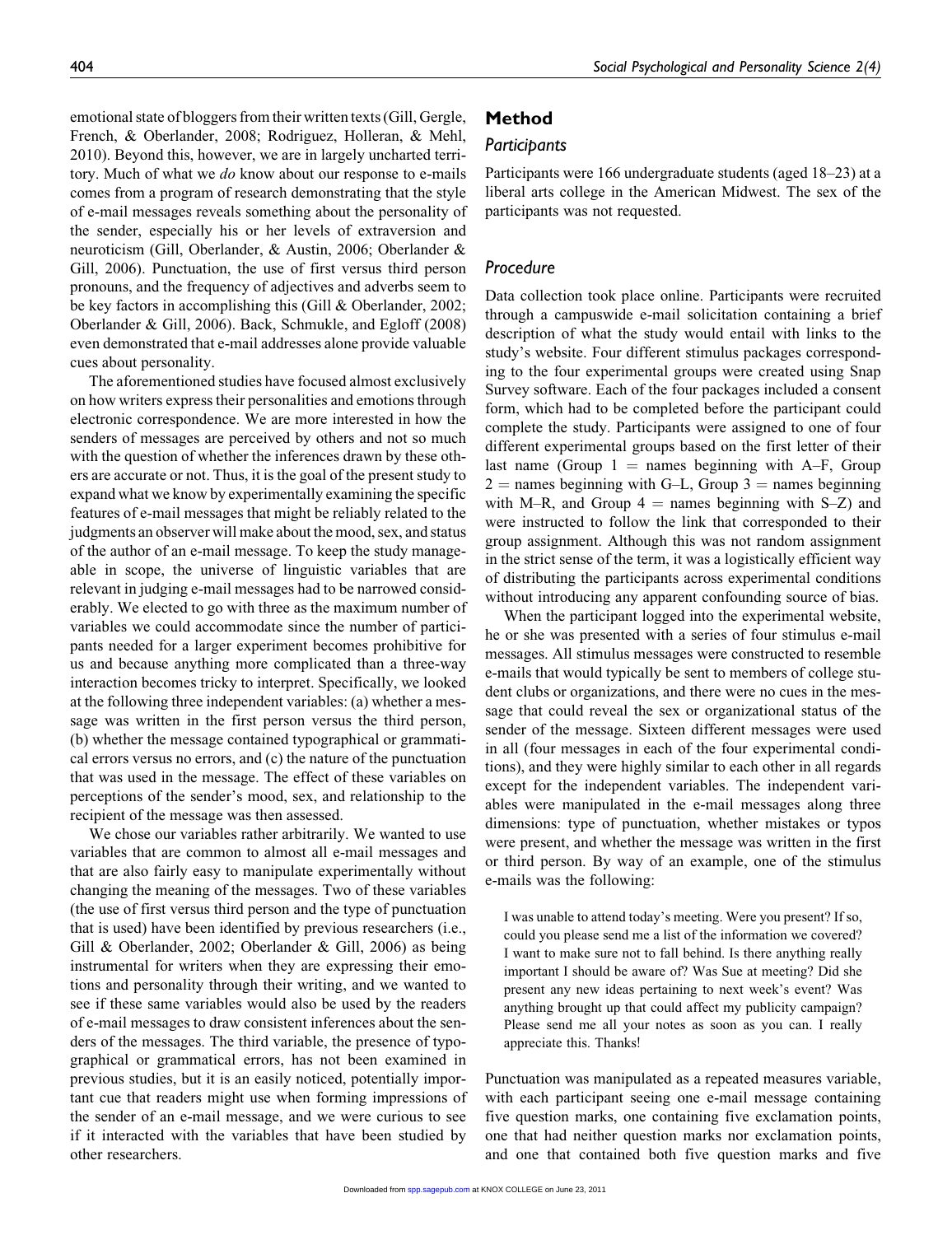emotional state of bloggers from their written texts (Gill, Gergle, French, & Oberlander, 2008; Rodriguez, Holleran, & Mehl, 2010). Beyond this, however, we are in largely uncharted territory. Much of what we *do* know about our response to e-mails comes from a program of research demonstrating that the style of e-mail messages reveals something about the personality of the sender, especially his or her levels of extraversion and neuroticism (Gill, Oberlander, & Austin, 2006; Oberlander & Gill, 2006). Punctuation, the use of first versus third person pronouns, and the frequency of adjectives and adverbs seem to be key factors in accomplishing this (Gill & Oberlander, 2002; Oberlander & Gill, 2006). Back, Schmukle, and Egloff (2008) even demonstrated that e-mail addresses alone provide valuable cues about personality.

The aforementioned studies have focused almost exclusively on how writers express their personalities and emotions through electronic correspondence. We are more interested in how the senders of messages are perceived by others and not so much with the question of whether the inferences drawn by these others are accurate or not. Thus, it is the goal of the present study to expand what we know by experimentally examining the specific features of e-mail messages that might be reliably related to the judgments an observer will make about the mood, sex, and status of the author of an e-mail message. To keep the study manageable in scope, the universe of linguistic variables that are relevant in judging e-mail messages had to be narrowed considerably. We elected to go with three as the maximum number of variables we could accommodate since the number of participants needed for a larger experiment becomes prohibitive for us and because anything more complicated than a three-way interaction becomes tricky to interpret. Specifically, we looked at the following three independent variables: (a) whether a message was written in the first person versus the third person, (b) whether the message contained typographical or grammatical errors versus no errors, and (c) the nature of the punctuation that was used in the message. The effect of these variables on perceptions of the sender's mood, sex, and relationship to the recipient of the message was then assessed.

We chose our variables rather arbitrarily. We wanted to use variables that are common to almost all e-mail messages and that are also fairly easy to manipulate experimentally without changing the meaning of the messages. Two of these variables (the use of first versus third person and the type of punctuation that is used) have been identified by previous researchers (i.e., Gill & Oberlander, 2002; Oberlander & Gill, 2006) as being instrumental for writers when they are expressing their emotions and personality through their writing, and we wanted to see if these same variables would also be used by the readers of e-mail messages to draw consistent inferences about the senders of the messages. The third variable, the presence of typographical or grammatical errors, has not been examined in previous studies, but it is an easily noticed, potentially important cue that readers might use when forming impressions of the sender of an e-mail message, and we were curious to see if it interacted with the variables that have been studied by other researchers.

## Method

### Participants

Participants were 166 undergraduate students (aged 18–23) at a liberal arts college in the American Midwest. The sex of the participants was not requested.

### Procedure

Data collection took place online. Participants were recruited through a campuswide e-mail solicitation containing a brief description of what the study would entail with links to the study's website. Four different stimulus packages corresponding to the four experimental groups were created using Snap Survey software. Each of the four packages included a consent form, which had to be completed before the participant could complete the study. Participants were assigned to one of four different experimental groups based on the first letter of their last name (Group 1 = names beginning with A–F, Group 2 = names beginning with G–L, Group 3 = names beginning with M–R, and Group 4 = names beginning with S–Z) and were instructed to follow the link that corresponded to their group assignment. Although this was not random assignment in the strict sense of the term, it was a logistically efficient way of distributing the participants across experimental conditions without introducing any apparent confounding source of bias.

When the participant logged into the experimental website, he or she was presented with a series of four stimulus e-mail messages. All stimulus messages were constructed to resemble e-mails that would typically be sent to members of college student clubs or organizations, and there were no cues in the message that could reveal the sex or organizational status of the sender of the message. Sixteen different messages were used in all (four messages in each of the four experimental conditions), and they were highly similar to each other in all regards except for the independent variables. The independent variables were manipulated in the e-mail messages along three dimensions: type of punctuation, whether mistakes or typos were present, and whether the message was written in the first or third person. By way of an example, one of the stimulus e-mails was the following:

> I was unable to attend today's meeting. Were you present? If so, could you please send me a list of the information we covered? I want to make sure not to fall behind. Is there anything really important I should be aware of? Was Sue at meeting? Did she present any new ideas pertaining to next week's event? Was anything brought up that could affect my publicity campaign? Please send me all your notes as soon as you can. I really appreciate this. Thanks!

Punctuation was manipulated as a repeated measures variable, with each participant seeing one e-mail message containing five question marks, one containing five exclamation points, one that had neither question marks nor exclamation points, and one that contained both five question marks and five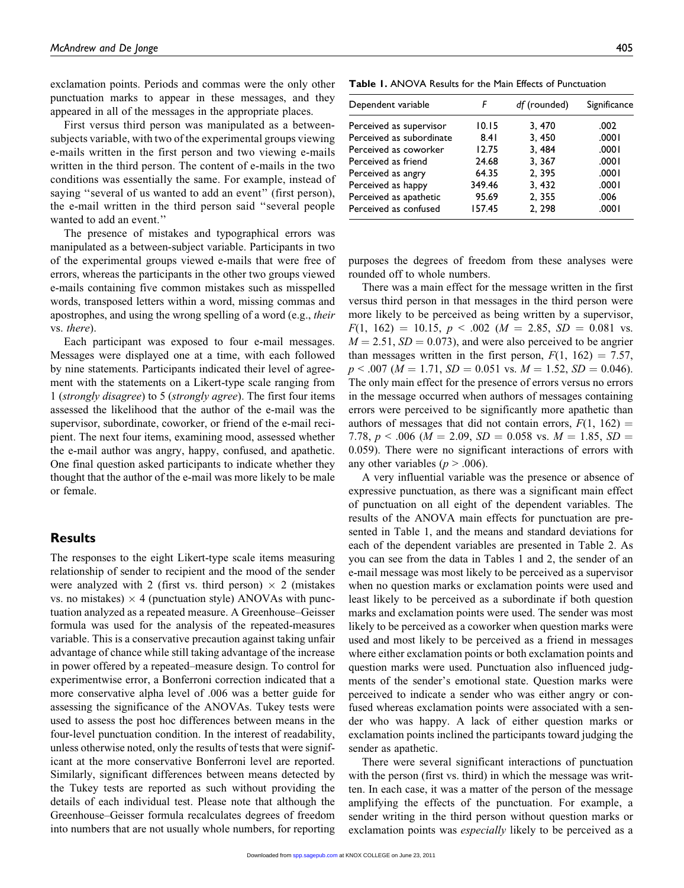exclamation points. Periods and commas were the only other punctuation marks to appear in these messages, and they appeared in all of the messages in the appropriate places.

First versus third person was manipulated as a between-subjects variable, with two of the experimental groups viewing e-mails written in the first person and two viewing e-mails written in the third person. The content of e-mails in the two conditions was essentially the same. For example, instead of saying ''several of us wanted to add an event'' (first person), the e-mail written in the third person said ''several people wanted to add an event.''

The presence of mistakes and typographical errors was manipulated as a between-subject variable. Participants in two of the experimental groups viewed e-mails that were free of errors, whereas the participants in the other two groups viewed e-mails containing five common mistakes such as misspelled words, transposed letters within a word, missing commas and apostrophes, and using the wrong spelling of a word (e.g., *their* vs. *there*).

Each participant was exposed to four e-mail messages. Messages were displayed one at a time, with each followed by nine statements. Participants indicated their level of agreement with the statements on a Likert-type scale ranging from 1 (*strongly disagree*) to 5 (*strongly agree*). The first four items assessed the likelihood that the author of the e-mail was the supervisor, subordinate, coworker, or friend of the e-mail recipient. The next four items, examining mood, assessed whether the e-mail author was angry, happy, confused, and apathetic. One final question asked participants to indicate whether they thought that the author of the e-mail was more likely to be male or female.

## Results

The responses to the eight Likert-type scale items measuring relationship of sender to recipient and the mood of the sender were analyzed with 2 (first vs. third person) $\times$ 2 (mistakes vs. no mistakes) $\times$ 4 (punctuation style) ANOVAs with punctuation analyzed as a repeated measure. A Greenhouse–Geisser formula was used for the analysis of the repeated-measures variable. This is a conservative precaution against taking unfair advantage of chance while still taking advantage of the increase in power offered by a repeated–measure design. To control for experimentwise error, a Bonferroni correction indicated that a more conservative alpha level of .006 was a better guide for assessing the significance of the ANOVAs. Tukey tests were used to assess the post hoc differences between means in the four-level punctuation condition. In the interest of readability, unless otherwise noted, only the results of tests that were significant at the more conservative Bonferroni level are reported. Similarly, significant differences between means detected by the Tukey tests are reported as such without providing the details of each individual test. Please note that although the Greenhouse–Geisser formula recalculates degrees of freedom into numbers that are not usually whole numbers, for reporting purposes the degrees of freedom from these analyses were rounded off to whole numbers.

**Table 1.** ANOVA Results for the Main Effects of Punctuation

| Dependent variable | *F* | *df* (rounded) | Significance |
|---|---|---|---|
| Perceived as supervisor | 10.15 | 3, 470 | .002 |
| Perceived as subordinate | 8.41 | 3, 450 | .0001 |
| Perceived as coworker | 12.75 | 3, 484 | .0001 |
| Perceived as friend | 24.68 | 3, 367 | .0001 |
| Perceived as angry | 64.35 | 2, 395 | .0001 |
| Perceived as happy | 349.46 | 3, 432 | .0001 |
| Perceived as apathetic | 95.69 | 2, 355 | .006 |
| Perceived as confused | 157.45 | 2, 298 | .0001 |

There was a main effect for the message written in the first versus third person in that messages in the third person were more likely to be perceived as being written by a supervisor, $F(1, 162) = 10.15$, $p < .002$ ($M = 2.85$, $SD = 0.081$ vs. $M = 2.51$, $SD = 0.073$), and were also perceived to be angrier than messages written in the first person, $F(1, 162) = 7.57$, $p < .007$ ($M = 1.71$, $SD = 0.051$ vs. $M = 1.52$, $SD = 0.046$). The only main effect for the presence of errors versus no errors in the message occurred when authors of messages containing errors were perceived to be significantly more apathetic than authors of messages that did not contain errors, $F(1, 162) = 7.78$, $p < .006$ ($M = 2.09$, $SD = 0.058$ vs. $M = 1.85$, $SD = 0.059$). There were no significant interactions of errors with any other variables ($p > .006$).

A very influential variable was the presence or absence of expressive punctuation, as there was a significant main effect of punctuation on all eight of the dependent variables. The results of the ANOVA main effects for punctuation are presented in Table 1, and the means and standard deviations for each of the dependent variables are presented in Table 2. As you can see from the data in Tables 1 and 2, the sender of an e-mail message was most likely to be perceived as a supervisor when no question marks or exclamation points were used and least likely to be perceived as a subordinate if both question marks and exclamation points were used. The sender was most likely to be perceived as a coworker when question marks were used and most likely to be perceived as a friend in messages where either exclamation points or both exclamation points and question marks were used. Punctuation also influenced judgments of the sender's emotional state. Question marks were perceived to indicate a sender who was either angry or confused whereas exclamation points were associated with a sender who was happy. A lack of either question marks or exclamation points inclined the participants toward judging the sender as apathetic.

There were several significant interactions of punctuation with the person (first vs. third) in which the message was written. In each case, it was a matter of the person of the message amplifying the effects of the punctuation. For example, a sender writing in the third person without question marks or exclamation points was *especially* likely to be perceived as a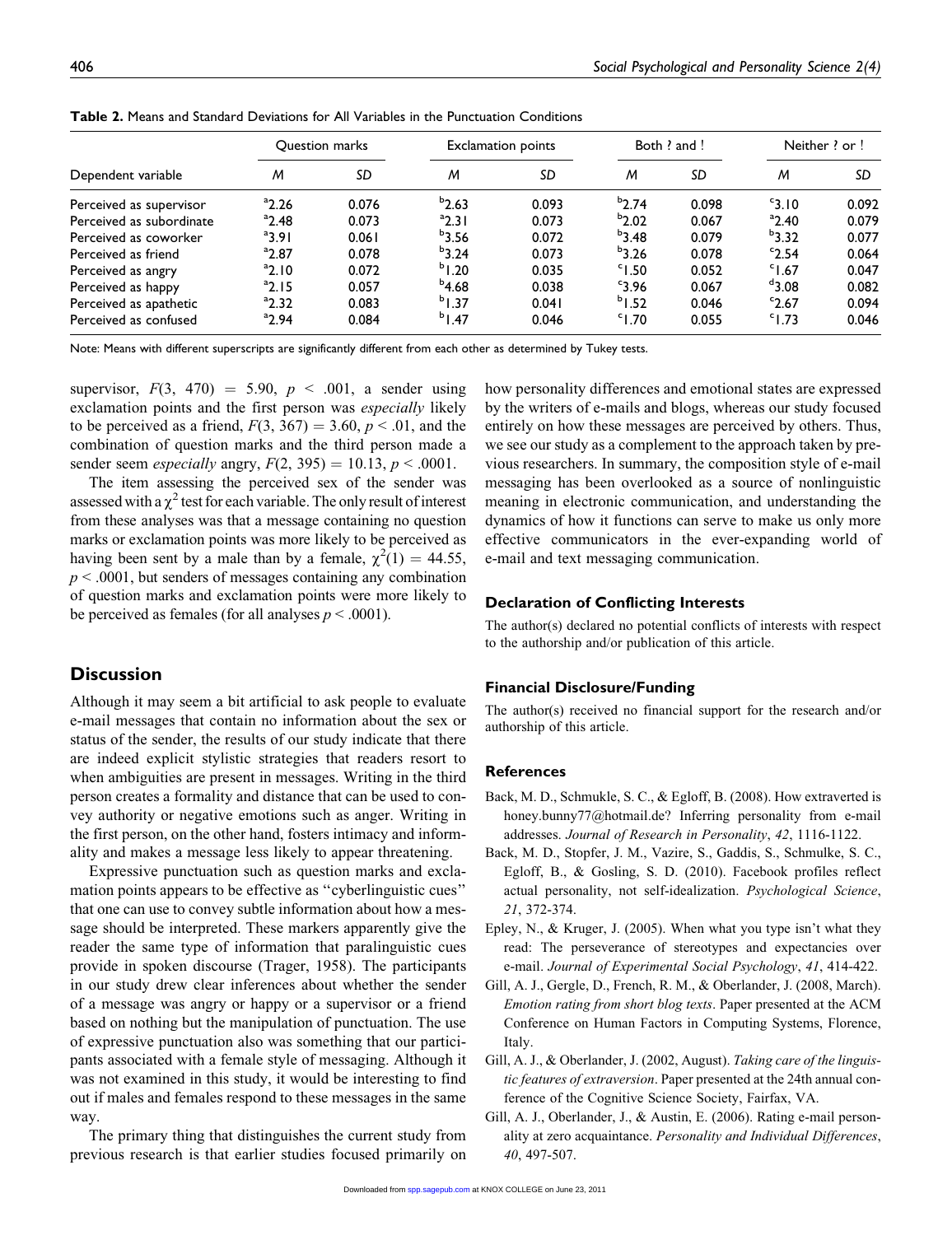**Table 2.** Means and Standard Deviations for All Variables in the Punctuation Conditions

| | Question marks | | Exclamation points | | Both ? and ! | | Neither ? or ! | |
|---|---|---|---|---|---|---|---|---|
| Dependent variable | *M* | *SD* | *M* | *SD* | *M* | *SD* | *M* | *SD* |
| Perceived as supervisor | [a]2.26 | 0.076 | [b]2.63 | 0.093 | [b]2.74 | 0.098 | [c]3.10 | 0.092 |
| Perceived as subordinate | [a]2.48 | 0.073 | [a]2.31 | 0.073 | [b]2.02 | 0.067 | [a]2.40 | 0.079 |
| Perceived as coworker | [a]3.91 | 0.061 | [b]3.56 | 0.072 | [b]3.48 | 0.079 | [b]3.32 | 0.077 |
| Perceived as friend | [a]2.87 | 0.078 | [b]3.24 | 0.073 | [b]3.26 | 0.078 | [c]2.54 | 0.064 |
| Perceived as angry | [a]2.10 | 0.072 | [b]1.20 | 0.035 | [c]1.50 | 0.052 | [c]1.67 | 0.047 |
| Perceived as happy | [a]2.15 | 0.057 | [b]4.68 | 0.038 | [c]3.96 | 0.067 | [d]3.08 | 0.082 |
| Perceived as apathetic | [a]2.32 | 0.083 | [b]1.37 | 0.041 | [b]1.52 | 0.046 | [c]2.67 | 0.094 |
| Perceived as confused | [a]2.94 | 0.084 | [b]1.47 | 0.046 | [c]1.70 | 0.055 | [c]1.73 | 0.046 |

Note: Means with different superscripts are significantly different from each other as determined by Tukey tests.

supervisor, $F(3,\ 470) = 5.90$, $p < .001$, a sender using exclamation points and the first person was *especially* likely to be perceived as a friend, $F(3,\ 367) = 3.60$, $p < .01$, and the combination of question marks and the third person made a sender seem *especially* angry, $F(2,\ 395) = 10.13$, $p < .0001$.

The item assessing the perceived sex of the sender was assessed with a $\chi^2$ test for each variable. The only result of interest from these analyses was that a message containing no question marks or exclamation points was more likely to be perceived as having been sent by a male than by a female, $\chi^2(1) = 44.55$, $p < .0001$, but senders of messages containing any combination of question marks and exclamation points were more likely to be perceived as females (for all analyses $p < .0001$).

## Discussion

Although it may seem a bit artificial to ask people to evaluate e-mail messages that contain no information about the sex or status of the sender, the results of our study indicate that there are indeed explicit stylistic strategies that readers resort to when ambiguities are present in messages. Writing in the third person creates a formality and distance that can be used to convey authority or negative emotions such as anger. Writing in the first person, on the other hand, fosters intimacy and informality and makes a message less likely to appear threatening.

Expressive punctuation such as question marks and exclamation points appears to be effective as "cyberlinguistic cues" that one can use to convey subtle information about how a message should be interpreted. These markers apparently give the reader the same type of information that paralinguistic cues provide in spoken discourse (Trager, 1958). The participants in our study drew clear inferences about whether the sender of a message was angry or happy or a supervisor or a friend based on nothing but the manipulation of punctuation. The use of expressive punctuation also was something that our participants associated with a female style of messaging. Although it was not examined in this study, it would be interesting to find out if males and females respond to these messages in the same way.

The primary thing that distinguishes the current study from previous research is that earlier studies focused primarily on how personality differences and emotional states are expressed by the writers of e-mails and blogs, whereas our study focused entirely on how these messages are perceived by others. Thus, we see our study as a complement to the approach taken by previous researchers. In summary, the composition style of e-mail messaging has been overlooked as a source of nonlinguistic meaning in electronic communication, and understanding the dynamics of how it functions can serve to make us only more effective communicators in the ever-expanding world of e-mail and text messaging communication.

### Declaration of Conflicting Interests

The author(s) declared no potential conflicts of interests with respect to the authorship and/or publication of this article.

### Financial Disclosure/Funding

The author(s) received no financial support for the research and/or authorship of this article.

### References

Back, M. D., Schmukle, S. C., & Egloff, B. (2008). How extraverted is honey.bunny77@hotmail.de? Inferring personality from e-mail addresses. *Journal of Research in Personality*, *42*, 1116-1122.

Back, M. D., Stopfer, J. M., Vazire, S., Gaddis, S., Schmulke, S. C., Egloff, B., & Gosling, S. D. (2010). Facebook profiles reflect actual personality, not self-idealization. *Psychological Science*, *21*, 372-374.

Epley, N., & Kruger, J. (2005). When what you type isn't what they read: The perseverance of stereotypes and expectancies over e-mail. *Journal of Experimental Social Psychology*, *41*, 414-422.

Gill, A. J., Gergle, D., French, R. M., & Oberlander, J. (2008, March). *Emotion rating from short blog texts*. Paper presented at the ACM Conference on Human Factors in Computing Systems, Florence, Italy.

Gill, A. J., & Oberlander, J. (2002, August). *Taking care of the linguistic features of extraversion*. Paper presented at the 24th annual conference of the Cognitive Science Society, Fairfax, VA.

Gill, A. J., Oberlander, J., & Austin, E. (2006). Rating e-mail personality at zero acquaintance. *Personality and Individual Differences*, *40*, 497-507.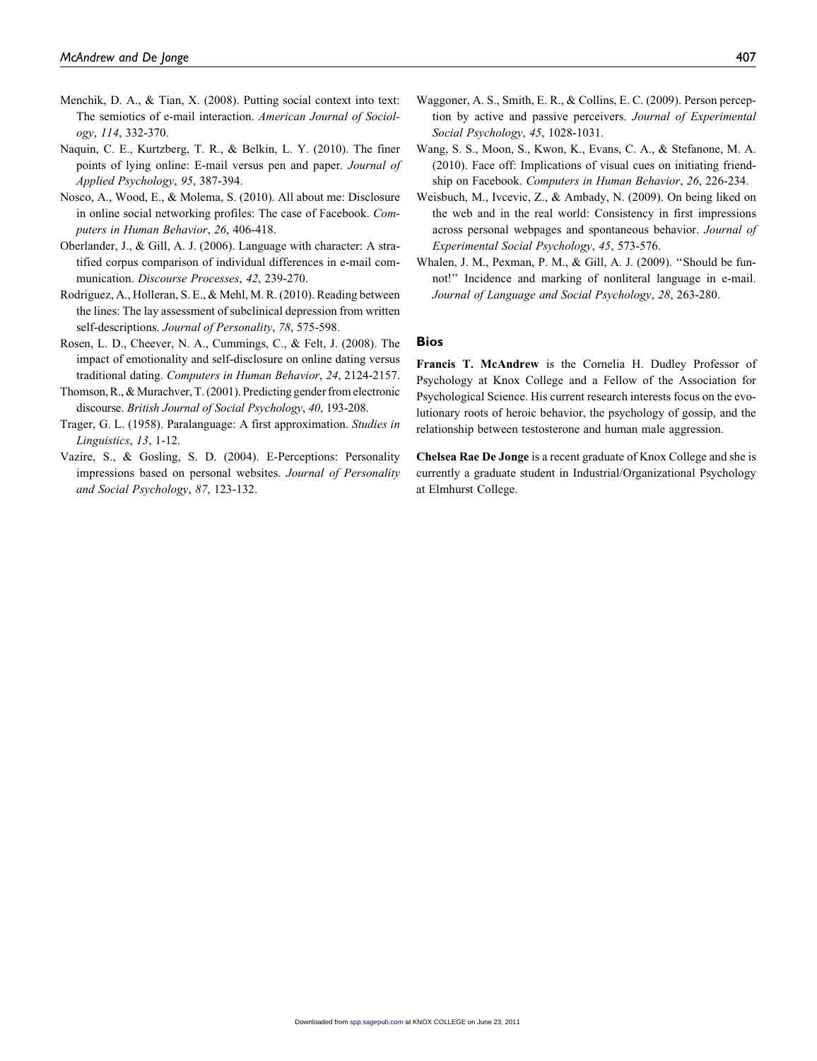Menchik, D. A., & Tian, X. (2008). Putting social context into text: The semiotics of e-mail interaction. *American Journal of Sociology*, *114*, 332-370.

Naquin, C. E., Kurtzberg, T. R., & Belkin, L. Y. (2010). The finer points of lying online: E-mail versus pen and paper. *Journal of Applied Psychology*, *95*, 387-394.

Nosco, A., Wood, E., & Molema, S. (2010). All about me: Disclosure in online social networking profiles: The case of Facebook. *Computers in Human Behavior*, *26*, 406-418.

Oberlander, J., & Gill, A. J. (2006). Language with character: A stratified corpus comparison of individual differences in e-mail communication. *Discourse Processes*, *42*, 239-270.

Rodriguez, A., Holleran, S. E., & Mehl, M. R. (2010). Reading between the lines: The lay assessment of subclinical depression from written self-descriptions. *Journal of Personality*, *78*, 575-598.

Rosen, L. D., Cheever, N. A., Cummings, C., & Felt, J. (2008). The impact of emotionality and self-disclosure on online dating versus traditional dating. *Computers in Human Behavior*, *24*, 2124-2157.

Thomson, R., & Murachver, T. (2001). Predicting gender from electronic discourse. *British Journal of Social Psychology*, *40*, 193-208.

Trager, G. L. (1958). Paralanguage: A first approximation. *Studies in Linguistics*, *13*, 1-12.

Vazire, S., & Gosling, S. D. (2004). E-Perceptions: Personality impressions based on personal websites. *Journal of Personality and Social Psychology*, *87*, 123-132.

Waggoner, A. S., Smith, E. R., & Collins, E. C. (2009). Person perception by active and passive perceivers. *Journal of Experimental Social Psychology*, *45*, 1028-1031.

Wang, S. S., Moon, S., Kwon, K., Evans, C. A., & Stefanone, M. A. (2010). Face off: Implications of visual cues on initiating friendship on Facebook. *Computers in Human Behavior*, *26*, 226-234.

Weisbuch, M., Ivcevic, Z., & Ambady, N. (2009). On being liked on the web and in the real world: Consistency in first impressions across personal webpages and spontaneous behavior. *Journal of Experimental Social Psychology*, *45*, 573-576.

Whalen, J. M., Pexman, P. M., & Gill, A. J. (2009). "Should be fun-not!" Incidence and marking of nonliteral language in e-mail. *Journal of Language and Social Psychology*, *28*, 263-280.

## Bios

**Francis T. McAndrew** is the Cornelia H. Dudley Professor of Psychology at Knox College and a Fellow of the Association for Psychological Science. His current research interests focus on the evolutionary roots of heroic behavior, the psychology of gossip, and the relationship between testosterone and human male aggression.

**Chelsea Rae De Jonge** is a recent graduate of Knox College and she is currently a graduate student in Industrial/Organizational Psychology at Elmhurst College.